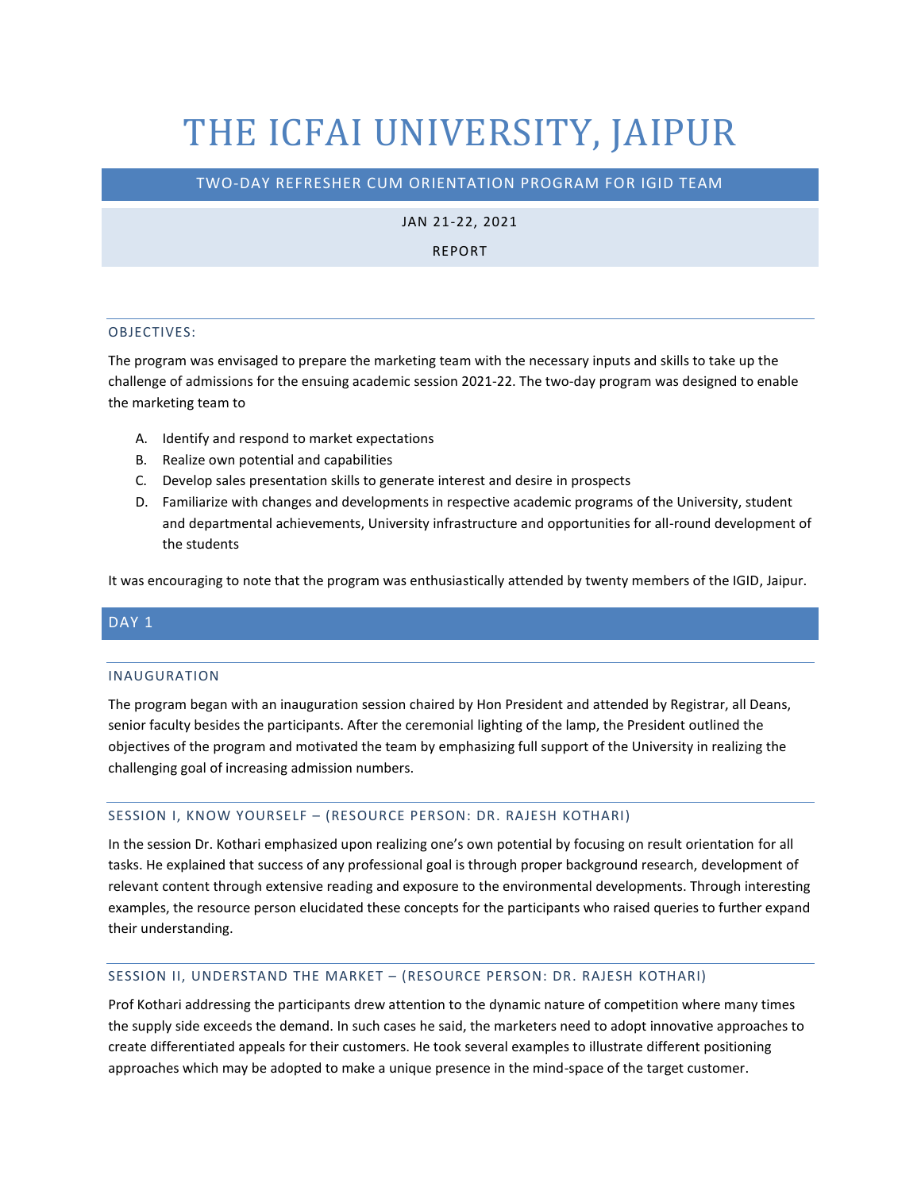# THE ICFAI UNIVERSITY, JAIPUR

## TWO-DAY REFRESHER CUM ORIENTATION PROGRAM FOR IGID TEAM

JAN 21-22, 2021

REPORT

### OBJECTIVES:

The program was envisaged to prepare the marketing team with the necessary inputs and skills to take up the challenge of admissions for the ensuing academic session 2021-22. The two-day program was designed to enable the marketing team to

A. Identify and respond to market expectations
B. Realize own potential and capabilities
C. Develop sales presentation skills to generate interest and desire in prospects
D. Familiarize with changes and developments in respective academic programs of the University, student and departmental achievements, University infrastructure and opportunities for all-round development of the students

It was encouraging to note that the program was enthusiastically attended by twenty members of the IGID, Jaipur.

## DAY 1

### INAUGURATION

The program began with an inauguration session chaired by Hon President and attended by Registrar, all Deans, senior faculty besides the participants. After the ceremonial lighting of the lamp, the President outlined the objectives of the program and motivated the team by emphasizing full support of the University in realizing the challenging goal of increasing admission numbers.

### SESSION I, KNOW YOURSELF – (RESOURCE PERSON: DR. RAJESH KOTHARI)

In the session Dr. Kothari emphasized upon realizing one's own potential by focusing on result orientation for all tasks. He explained that success of any professional goal is through proper background research, development of relevant content through extensive reading and exposure to the environmental developments. Through interesting examples, the resource person elucidated these concepts for the participants who raised queries to further expand their understanding.

### SESSION II, UNDERSTAND THE MARKET – (RESOURCE PERSON: DR. RAJESH KOTHARI)

Prof Kothari addressing the participants drew attention to the dynamic nature of competition where many times the supply side exceeds the demand. In such cases he said, the marketers need to adopt innovative approaches to create differentiated appeals for their customers. He took several examples to illustrate different positioning approaches which may be adopted to make a unique presence in the mind-space of the target customer.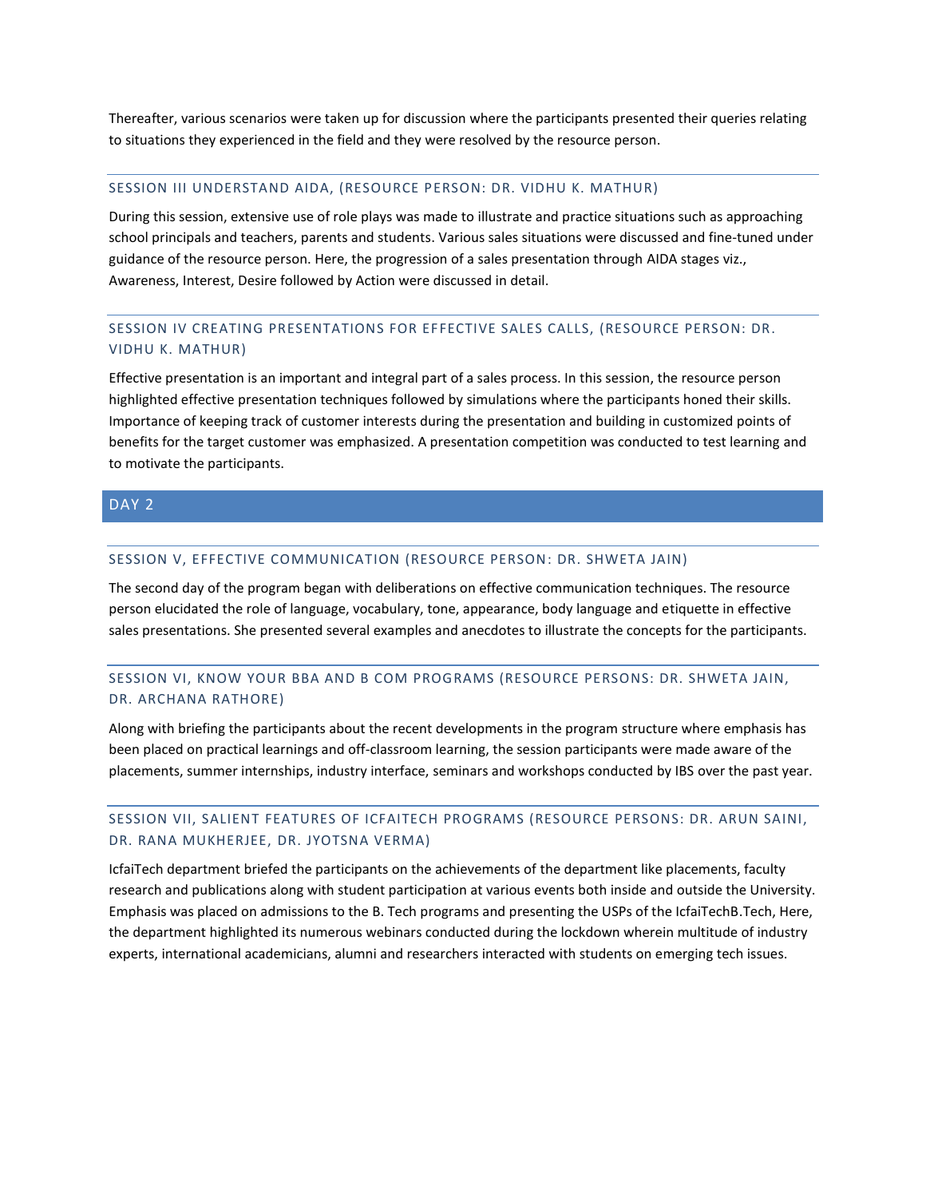Thereafter, various scenarios were taken up for discussion where the participants presented their queries relating to situations they experienced in the field and they were resolved by the resource person.

### SESSION III UNDERSTAND AIDA, (RESOURCE PERSON: DR. VIDHU K. MATHUR)

During this session, extensive use of role plays was made to illustrate and practice situations such as approaching school principals and teachers, parents and students. Various sales situations were discussed and fine-tuned under guidance of the resource person. Here, the progression of a sales presentation through AIDA stages viz., Awareness, Interest, Desire followed by Action were discussed in detail.

### SESSION IV CREATING PRESENTATIONS FOR EFFECTIVE SALES CALLS, (RESOURCE PERSON: DR. VIDHU K. MATHUR)

Effective presentation is an important and integral part of a sales process. In this session, the resource person highlighted effective presentation techniques followed by simulations where the participants honed their skills. Importance of keeping track of customer interests during the presentation and building in customized points of benefits for the target customer was emphasized. A presentation competition was conducted to test learning and to motivate the participants.

## DAY 2

### SESSION V, EFFECTIVE COMMUNICATION (RESOURCE PERSON: DR. SHWETA JAIN)

The second day of the program began with deliberations on effective communication techniques. The resource person elucidated the role of language, vocabulary, tone, appearance, body language and etiquette in effective sales presentations. She presented several examples and anecdotes to illustrate the concepts for the participants.

### SESSION VI, KNOW YOUR BBA AND B COM PROGRAMS (RESOURCE PERSONS: DR. SHWETA JAIN, DR. ARCHANA RATHORE)

Along with briefing the participants about the recent developments in the program structure where emphasis has been placed on practical learnings and off-classroom learning, the session participants were made aware of the placements, summer internships, industry interface, seminars and workshops conducted by IBS over the past year.

### SESSION VII, SALIENT FEATURES OF ICFAITECH PROGRAMS (RESOURCE PERSONS: DR. ARUN SAINI, DR. RANA MUKHERJEE, DR. JYOTSNA VERMA)

IcfaiTech department briefed the participants on the achievements of the department like placements, faculty research and publications along with student participation at various events both inside and outside the University. Emphasis was placed on admissions to the B. Tech programs and presenting the USPs of the IcfaiTechB.Tech, Here, the department highlighted its numerous webinars conducted during the lockdown wherein multitude of industry experts, international academicians, alumni and researchers interacted with students on emerging tech issues.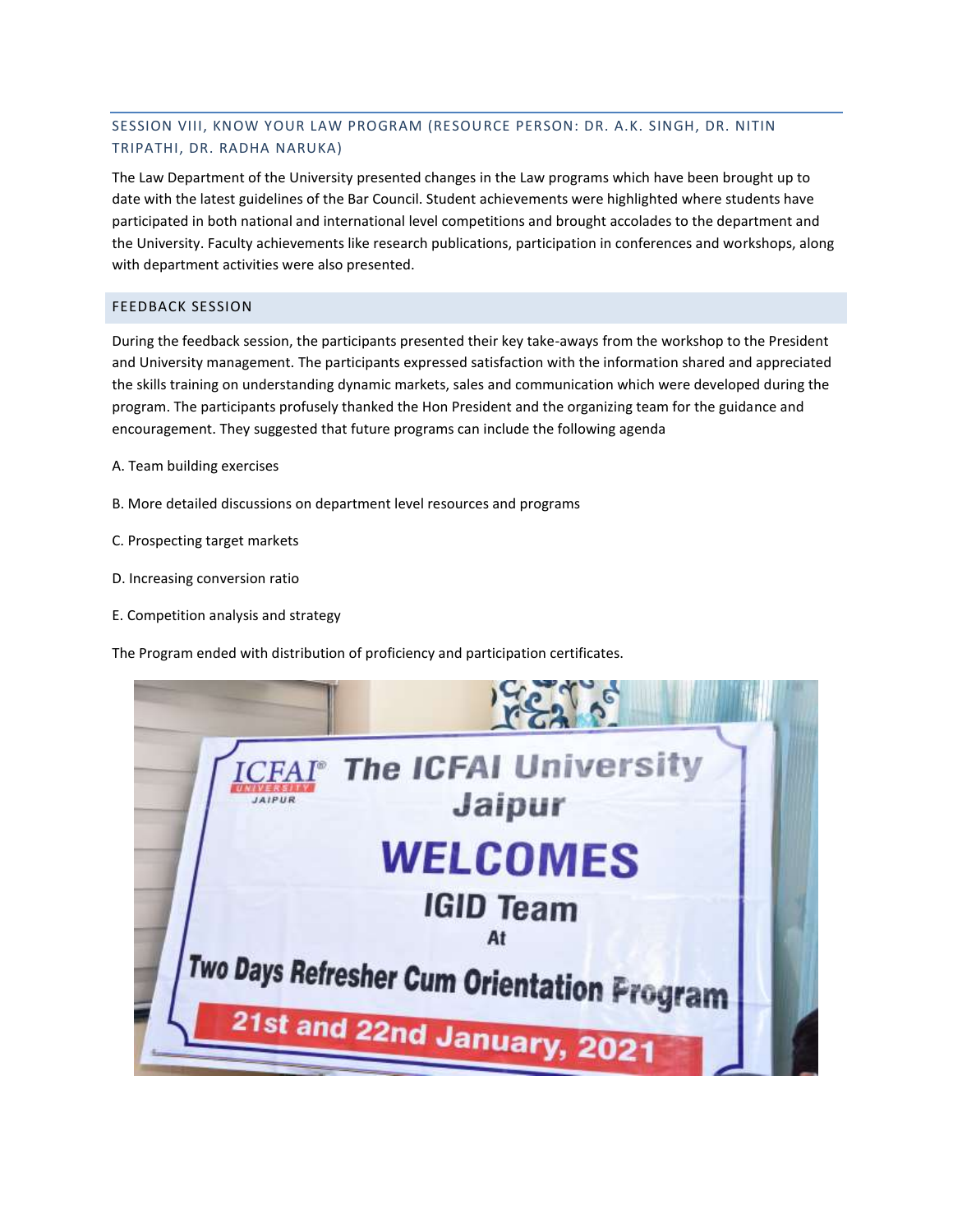## SESSION VIII, KNOW YOUR LAW PROGRAM (RESOURCE PERSON: DR. A.K. SINGH, DR. NITIN TRIPATHI, DR. RADHA NARUKA)

The Law Department of the University presented changes in the Law programs which have been brought up to date with the latest guidelines of the Bar Council. Student achievements were highlighted where students have participated in both national and international level competitions and brought accolades to the department and the University. Faculty achievements like research publications, participation in conferences and workshops, along with department activities were also presented.

## FEEDBACK SESSION

During the feedback session, the participants presented their key take-aways from the workshop to the President and University management. The participants expressed satisfaction with the information shared and appreciated the skills training on understanding dynamic markets, sales and communication which were developed during the program. The participants profusely thanked the Hon President and the organizing team for the guidance and encouragement. They suggested that future programs can include the following agenda

A. Team building exercises

B. More detailed discussions on department level resources and programs

C. Prospecting target markets

D. Increasing conversion ratio

E. Competition analysis and strategy

The Program ended with distribution of proficiency and participation certificates.